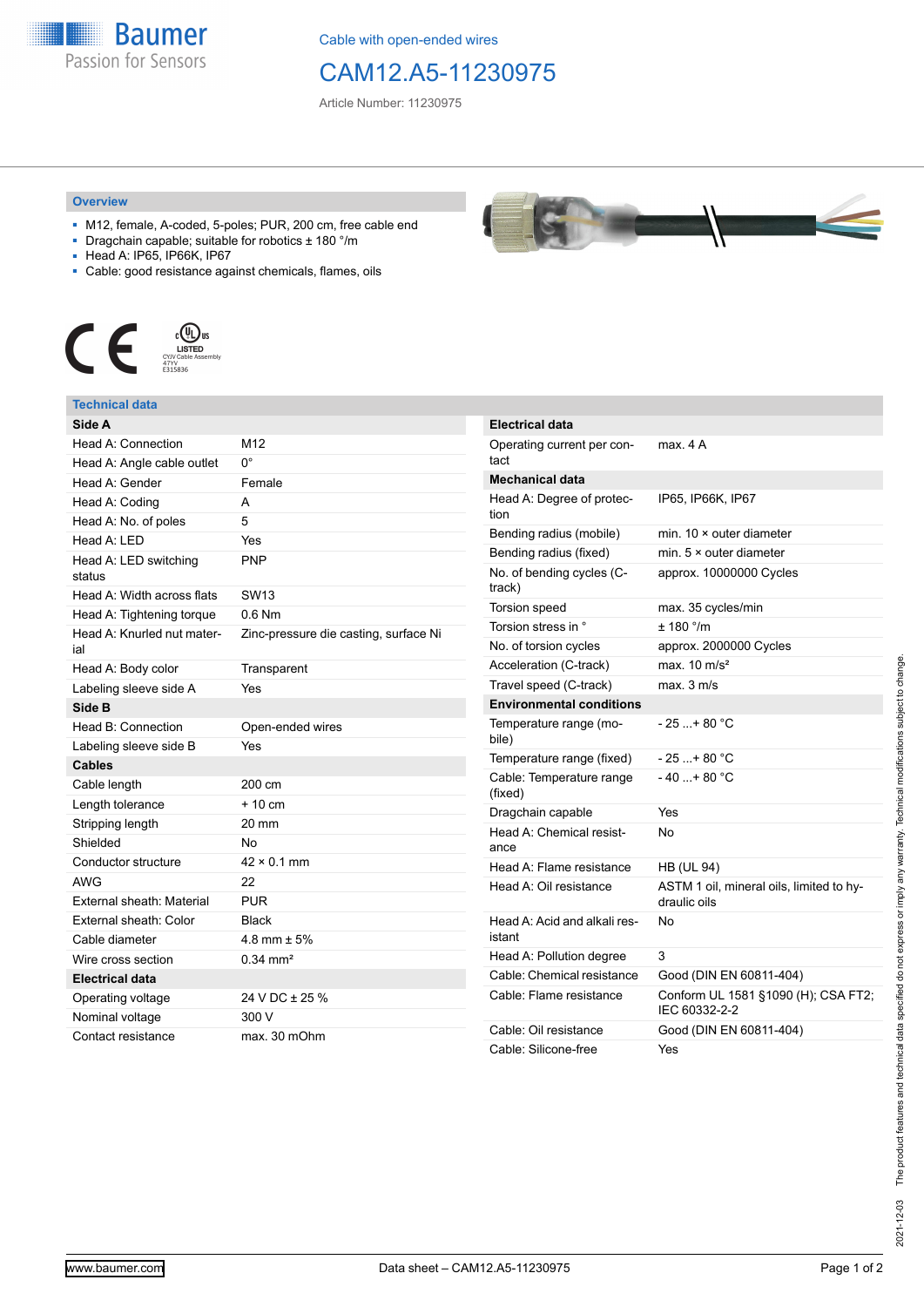Baumer
Passion for Sensors

Cable with open-ended wires

# CAM12.A5-11230975

Article Number: 11230975

## Overview

- M12, female, A-coded, 5-poles; PUR, 200 cm, free cable end
- Dragchain capable; suitable for robotics ± 180 °/m
- Head A: IP65, IP66K, IP67
- Cable: good resistance against chemicals, flames, oils

cULus LISTED CYJV Cable Assembly 47YV E315836

## Technical data

| Side A | |
|---|---|
| Head A: Connection | M12 |
| Head A: Angle cable outlet | 0° |
| Head A: Gender | Female |
| Head A: Coding | A |
| Head A: No. of poles | 5 |
| Head A: LED | Yes |
| Head A: LED switching status | PNP |
| Head A: Width across flats | SW13 |
| Head A: Tightening torque | 0.6 Nm |
| Head A: Knurled nut material | Zinc-pressure die casting, surface Ni |
| Head A: Body color | Transparent |
| Labeling sleeve side A | Yes |
| **Side B** | |
| Head B: Connection | Open-ended wires |
| Labeling sleeve side B | Yes |
| **Cables** | |
| Cable length | 200 cm |
| Length tolerance | + 10 cm |
| Stripping length | 20 mm |
| Shielded | No |
| Conductor structure | 42 × 0.1 mm |
| AWG | 22 |
| External sheath: Material | PUR |
| External sheath: Color | Black |
| Cable diameter | 4.8 mm ± 5% |
| Wire cross section | 0.34 mm² |
| **Electrical data** | |
| Operating voltage | 24 V DC ± 25 % |
| Nominal voltage | 300 V |
| Contact resistance | max. 30 mOhm |

| Electrical data | |
|---|---|
| Operating current per contact | max. 4 A |
| **Mechanical data** | |
| Head A: Degree of protection | IP65, IP66K, IP67 |
| Bending radius (mobile) | min. 10 × outer diameter |
| Bending radius (fixed) | min. 5 × outer diameter |
| No. of bending cycles (C-track) | approx. 10000000 Cycles |
| Torsion speed | max. 35 cycles/min |
| Torsion stress in ° | ± 180 °/m |
| No. of torsion cycles | approx. 2000000 Cycles |
| Acceleration (C-track) | max. 10 m/s² |
| Travel speed (C-track) | max. 3 m/s |
| **Environmental conditions** | |
| Temperature range (mobile) | - 25 ...+ 80 °C |
| Temperature range (fixed) | - 25 ...+ 80 °C |
| Cable: Temperature range (fixed) | - 40 ...+ 80 °C |
| Dragchain capable | Yes |
| Head A: Chemical resistance | No |
| Head A: Flame resistance | HB (UL 94) |
| Head A: Oil resistance | ASTM 1 oil, mineral oils, limited to hydraulic oils |
| Head A: Acid and alkali resistant | No |
| Head A: Pollution degree | 3 |
| Cable: Chemical resistance | Good (DIN EN 60811-404) |
| Cable: Flame resistance | Conform UL 1581 §1090 (H); CSA FT2; IEC 60332-2-2 |
| Cable: Oil resistance | Good (DIN EN 60811-404) |
| Cable: Silicone-free | Yes |

2021-12-03 The product features and technical data specified do not express or imply any warranty. Technical modifications subject to change.

www.baumer.com

Data sheet – CAM12.A5-11230975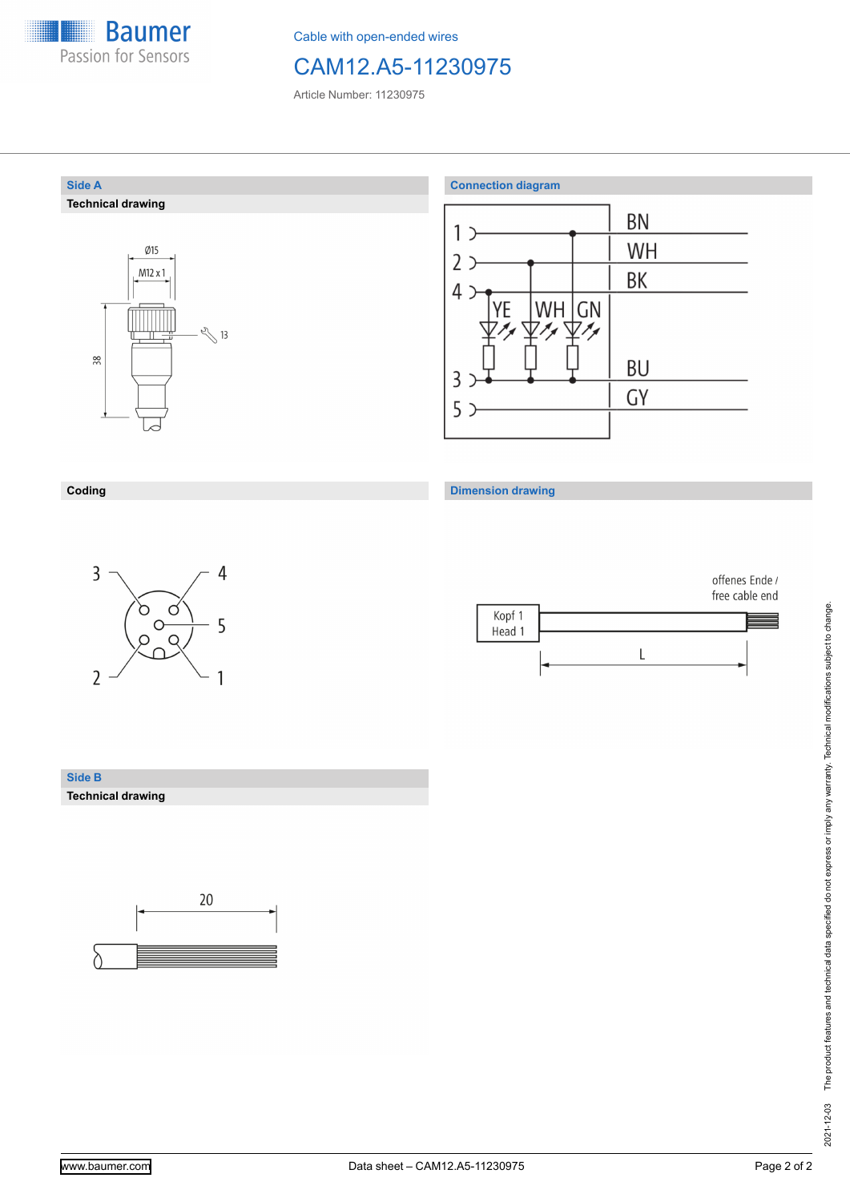Cable with open-ended wires

# CAM12.A5-11230975

Article Number: 11230975

## Side A

### Technical drawing

Ø15

M12 x 1

13

38

## Connection diagram

1
2
4
3
5

BN
WH
BK
BU
GY

YE
WH
GN

### Coding

3
4
5
2
1

## Dimension drawing

offenes Ende / free cable end

Kopf 1
Head 1

L

## Side B

### Technical drawing

20

The product features and technical data specified do not express or imply any warranty. Technical modifications subject to change.

2021-12-03

www.baumer.com

Data sheet – CAM12.A5-11230975